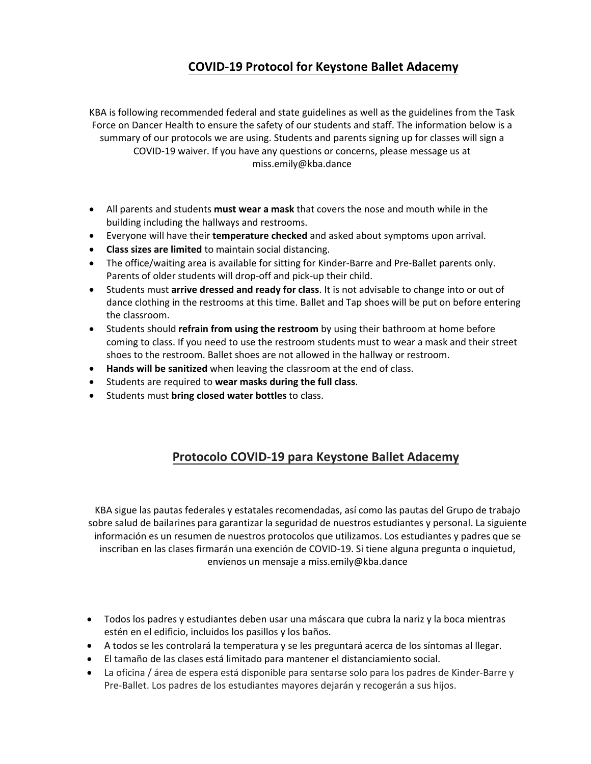## COVID-19 Protocol for Keystone Ballet Adacemy

KBA is following recommended federal and state guidelines as well as the guidelines from the Task Force on Dancer Health to ensure the safety of our students and staff. The information below is a summary of our protocols we are using. Students and parents signing up for classes will sign a COVID-19 waiver. If you have any questions or concerns, please message us at miss.emily@kba.dance

- All parents and students **must wear a mask** that covers the nose and mouth while in the building including the hallways and restrooms.
- Everyone will have their **temperature checked** and asked about symptoms upon arrival.
- **Class sizes are limited** to maintain social distancing.
- The office/waiting area is available for sitting for Kinder-Barre and Pre-Ballet parents only. Parents of older students will drop-off and pick-up their child.
- Students must **arrive dressed and ready for class**. It is not advisable to change into or out of dance clothing in the restrooms at this time. Ballet and Tap shoes will be put on before entering the classroom.
- Students should **refrain from using the restroom** by using their bathroom at home before coming to class. If you need to use the restroom students must to wear a mask and their street shoes to the restroom. Ballet shoes are not allowed in the hallway or restroom.
- **Hands will be sanitized** when leaving the classroom at the end of class.
- Students are required to **wear masks during the full class**.
- Students must **bring closed water bottles** to class.

## Protocolo COVID-19 para Keystone Ballet Adacemy

KBA sigue las pautas federales y estatales recomendadas, así como las pautas del Grupo de trabajo sobre salud de bailarines para garantizar la seguridad de nuestros estudiantes y personal. La siguiente información es un resumen de nuestros protocolos que utilizamos. Los estudiantes y padres que se inscriban en las clases firmarán una exención de COVID-19. Si tiene alguna pregunta o inquietud, envíenos un mensaje a miss.emily@kba.dance

- Todos los padres y estudiantes deben usar una máscara que cubra la nariz y la boca mientras estén en el edificio, incluidos los pasillos y los baños.
- A todos se les controlará la temperatura y se les preguntará acerca de los síntomas al llegar.
- El tamaño de las clases está limitado para mantener el distanciamiento social.
- La oficina / área de espera está disponible para sentarse solo para los padres de Kinder-Barre y Pre-Ballet. Los padres de los estudiantes mayores dejarán y recogerán a sus hijos.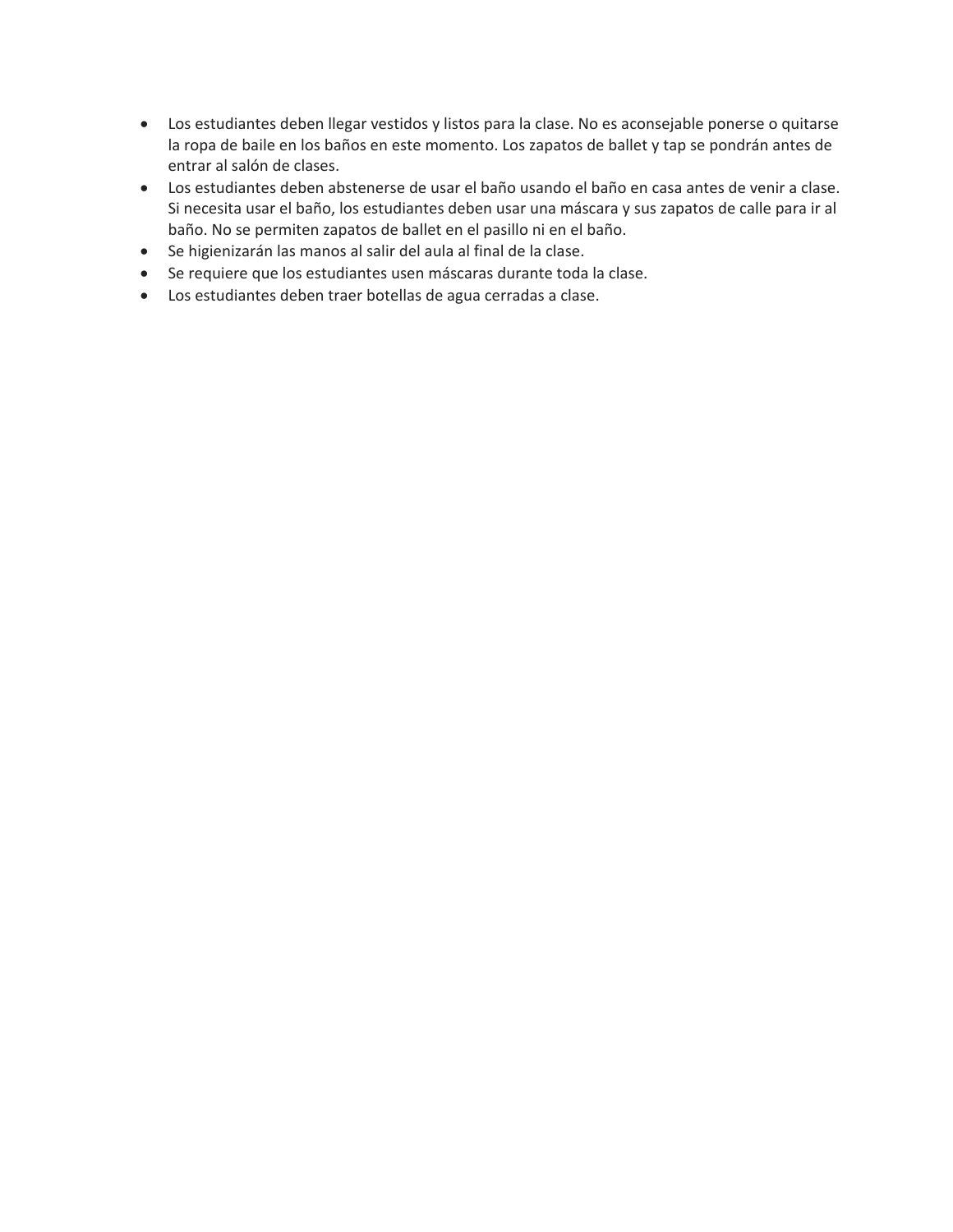- Los estudiantes deben llegar vestidos y listos para la clase. No es aconsejable ponerse o quitarse la ropa de baile en los baños en este momento. Los zapatos de ballet y tap se pondrán antes de entrar al salón de clases.
- Los estudiantes deben abstenerse de usar el baño usando el baño en casa antes de venir a clase. Si necesita usar el baño, los estudiantes deben usar una máscara y sus zapatos de calle para ir al baño. No se permiten zapatos de ballet en el pasillo ni en el baño.
- Se higienizarán las manos al salir del aula al final de la clase.
- Se requiere que los estudiantes usen máscaras durante toda la clase.
- Los estudiantes deben traer botellas de agua cerradas a clase.